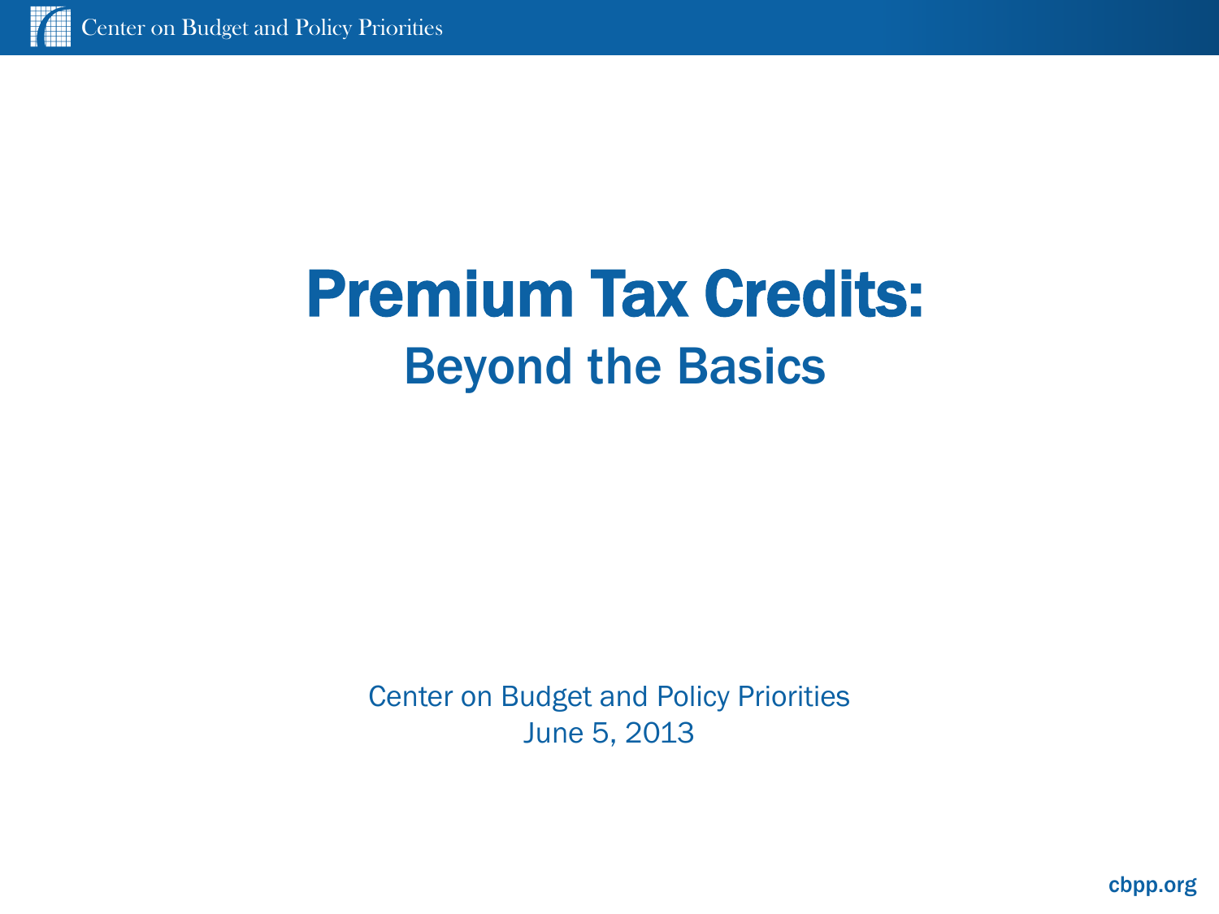# Premium Tax Credits:

## Beyond the Basics

Center on Budget and Policy Priorities
June 5, 2013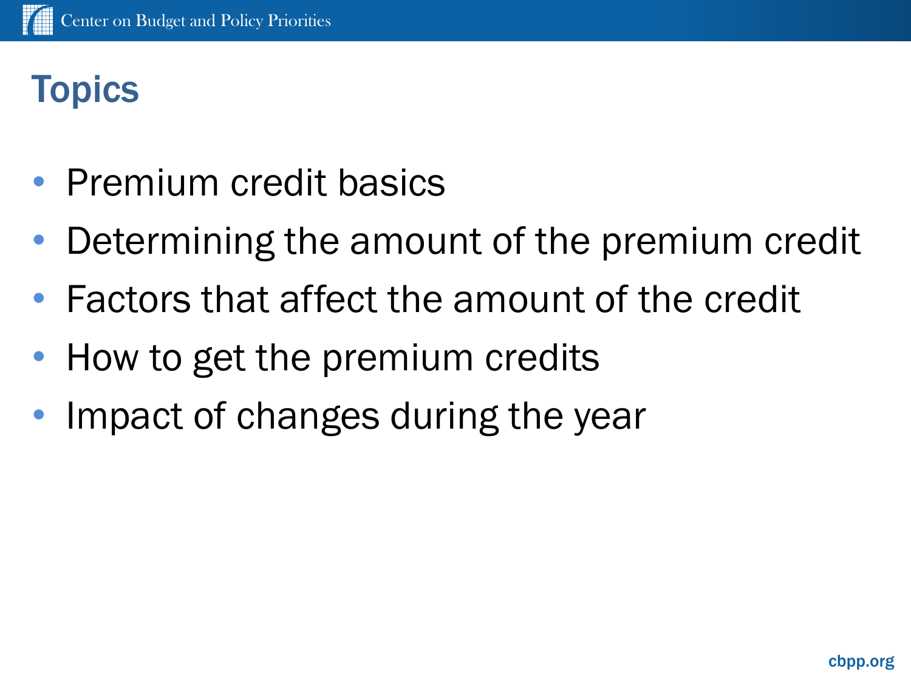# Topics

- Premium credit basics
- Determining the amount of the premium credit
- Factors that affect the amount of the credit
- How to get the premium credits
- Impact of changes during the year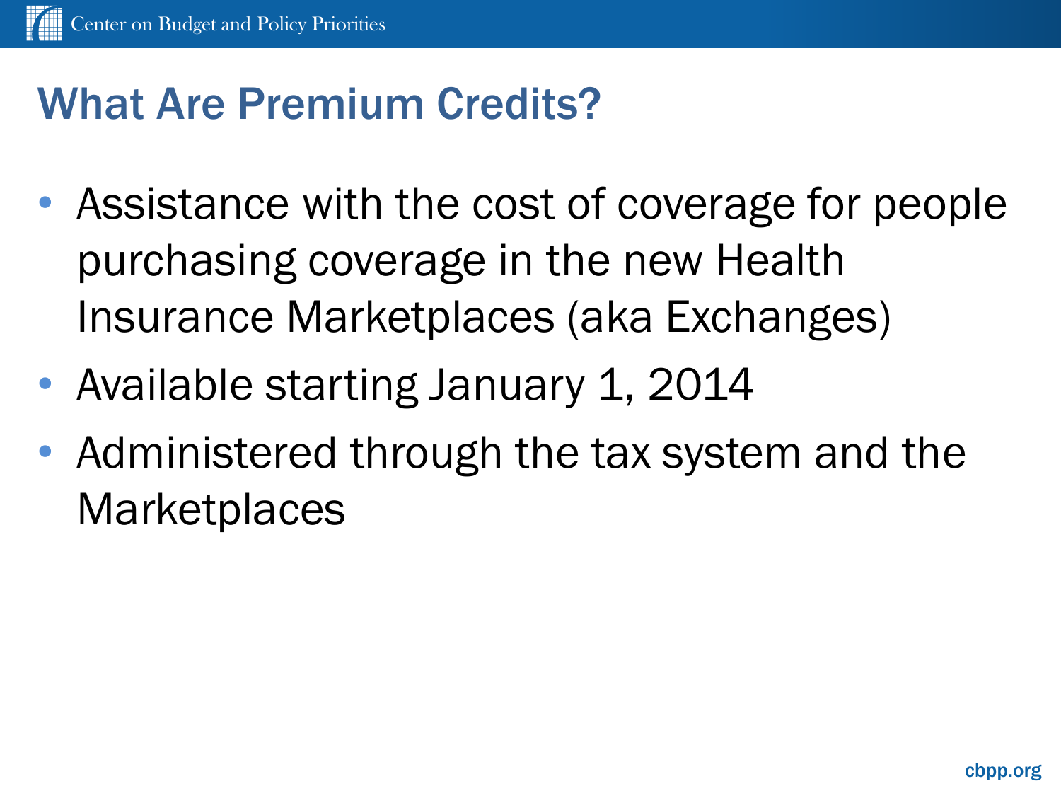# What Are Premium Credits?

- Assistance with the cost of coverage for people purchasing coverage in the new Health Insurance Marketplaces (aka Exchanges)
- Available starting January 1, 2014
- Administered through the tax system and the Marketplaces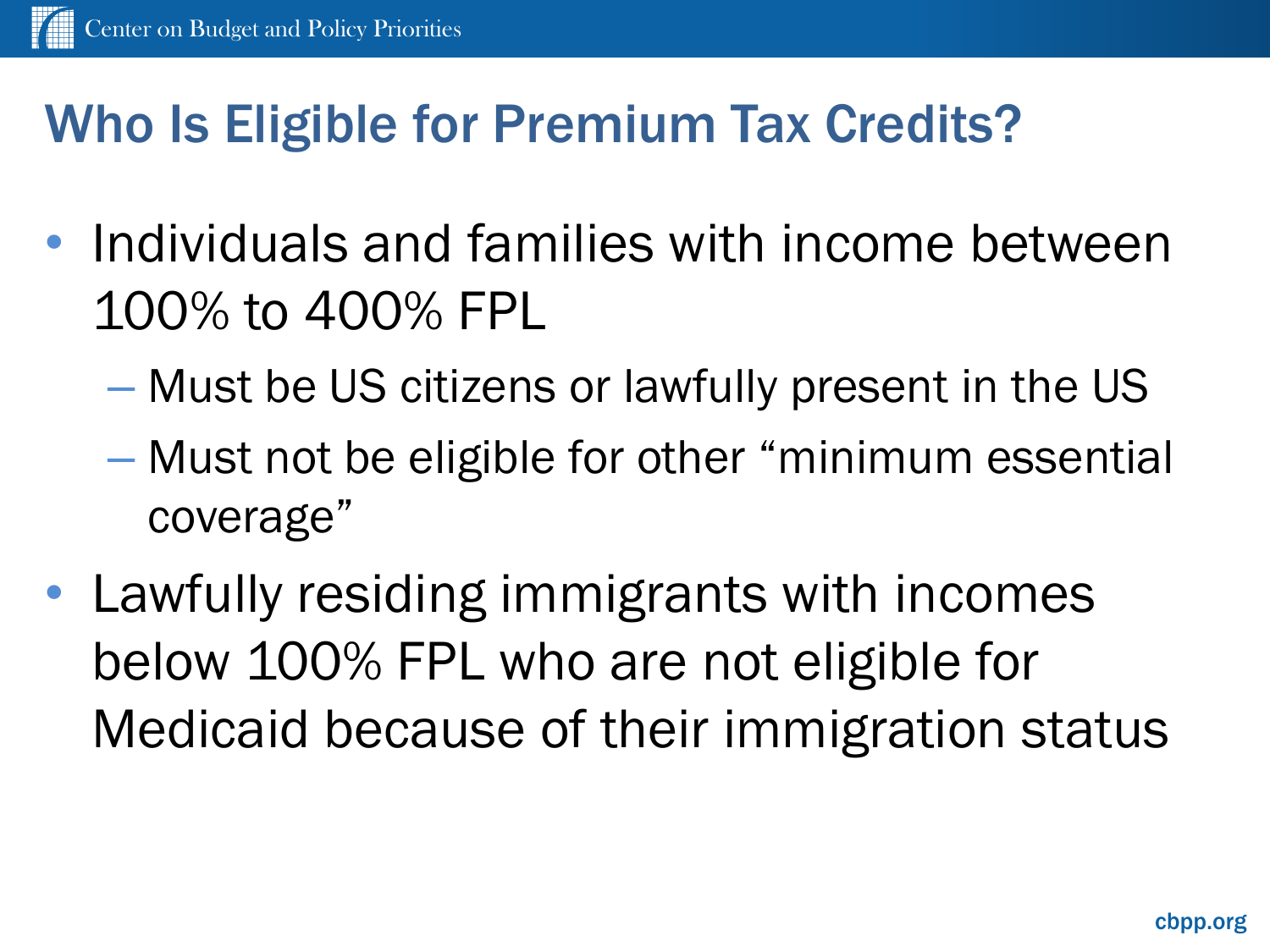# Who Is Eligible for Premium Tax Credits?

- Individuals and families with income between 100% to 400% FPL
  - Must be US citizens or lawfully present in the US
  - Must not be eligible for other "minimum essential coverage"
- Lawfully residing immigrants with incomes below 100% FPL who are not eligible for Medicaid because of their immigration status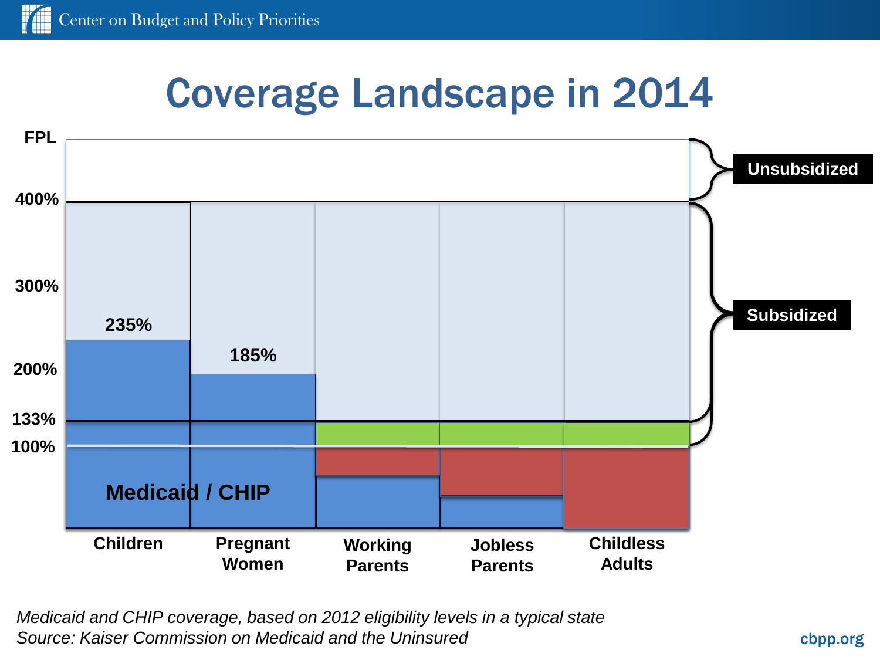# Coverage Landscape in 2014

FPL

400%

300%

200%

133%

100%

235%

185%

Medicaid / CHIP

Unsubsidized

Subsidized

Children | Pregnant Women | Working Parents | Jobless Parents | Childless Adults

*Medicaid and CHIP coverage, based on 2012 eligibility levels in a typical state*
*Source: Kaiser Commission on Medicaid and the Uninsured*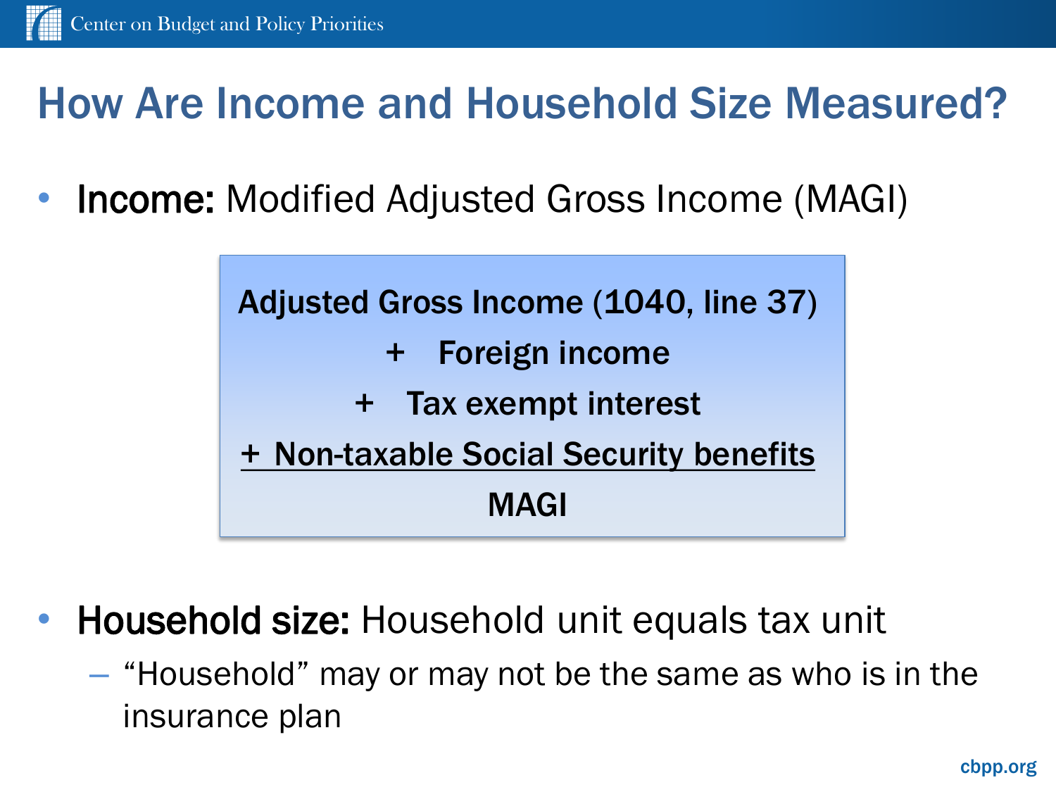# How Are Income and Household Size Measured?

- **Income:** Modified Adjusted Gross Income (MAGI)

> **Adjusted Gross Income (1040, line 37)**
> **+ Foreign income**
> **+ Tax exempt interest**
> **+ Non-taxable Social Security benefits**
> **MAGI**

- **Household size:** Household unit equals tax unit
  - "Household" may or may not be the same as who is in the insurance plan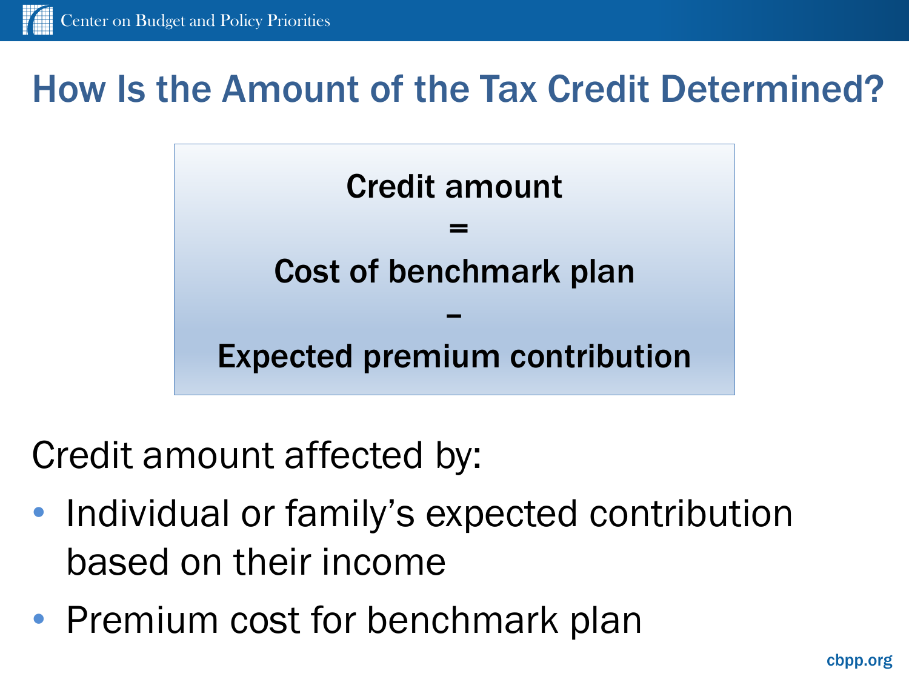# How Is the Amount of the Tax Credit Determined?

**Credit amount**

**=**

**Cost of benchmark plan**

**–**

**Expected premium contribution**

Credit amount affected by:

- Individual or family's expected contribution based on their income
- Premium cost for benchmark plan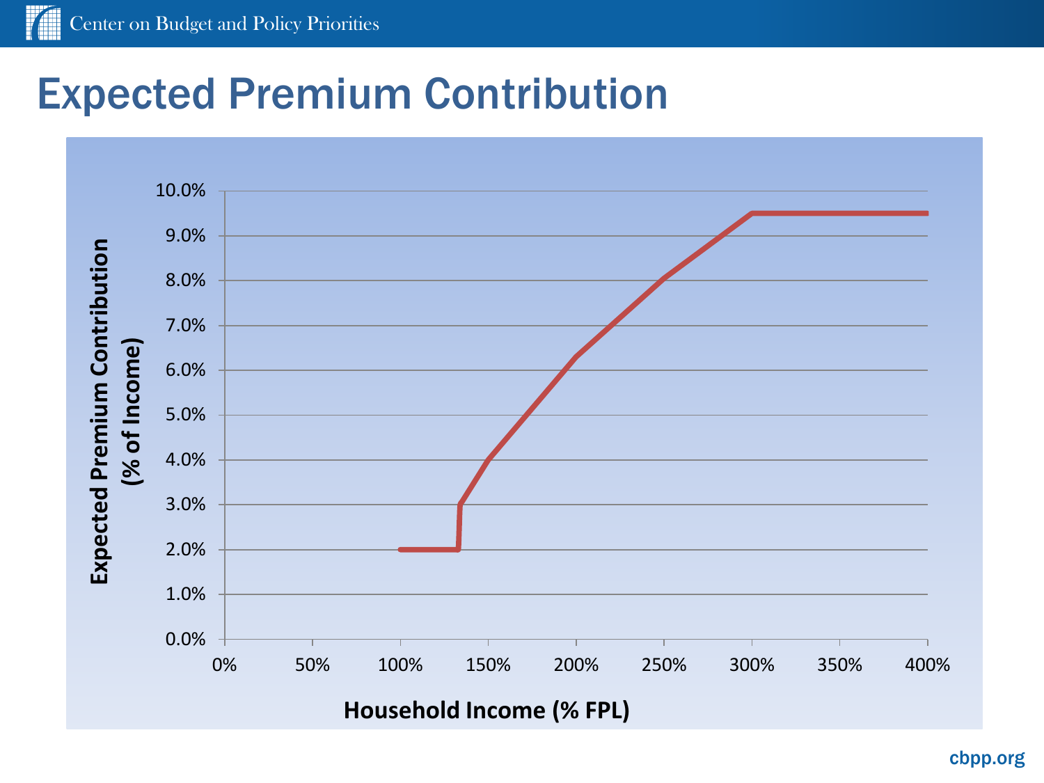# Expected Premium Contribution

Expected Premium Contribution (% of Income)

10.0%
9.0%
8.0%
7.0%
6.0%
5.0%
4.0%
3.0%
2.0%
1.0%
0.0%

0% 50% 100% 150% 200% 250% 300% 350% 400%

Household Income (% FPL)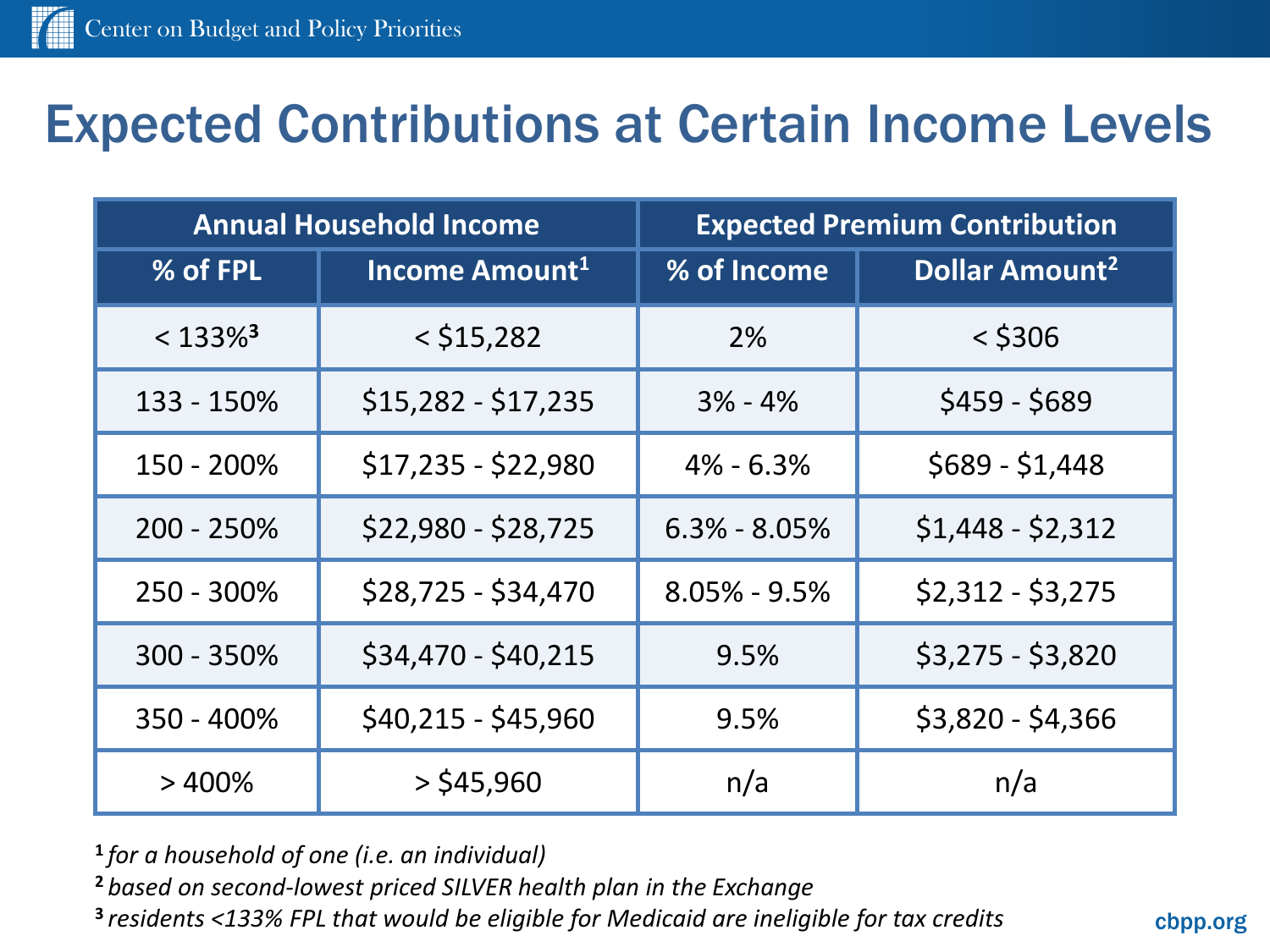# Expected Contributions at Certain Income Levels

| Annual Household Income | | Expected Premium Contribution | |
|---|---|---|---|
| % of FPL | Income Amount[1] | % of Income | Dollar Amount[2] |
| < 133%[3] | < $15,282 | 2% | < $306 |
| 133 - 150% | $15,282 - $17,235 | 3% - 4% | $459 - $689 |
| 150 - 200% | $17,235 - $22,980 | 4% - 6.3% | $689 - $1,448 |
| 200 - 250% | $22,980 - $28,725 | 6.3% - 8.05% | $1,448 - $2,312 |
| 250 - 300% | $28,725 - $34,470 | 8.05% - 9.5% | $2,312 - $3,275 |
| 300 - 350% | $34,470 - $40,215 | 9.5% | $3,275 - $3,820 |
| 350 - 400% | $40,215 - $45,960 | 9.5% | $3,820 - $4,366 |
| > 400% | > $45,960 | n/a | n/a |

[1] *for a household of one (i.e. an individual)*

[2] *based on second-lowest priced SILVER health plan in the Exchange*

[3] *residents <133% FPL that would be eligible for Medicaid are ineligible for tax credits*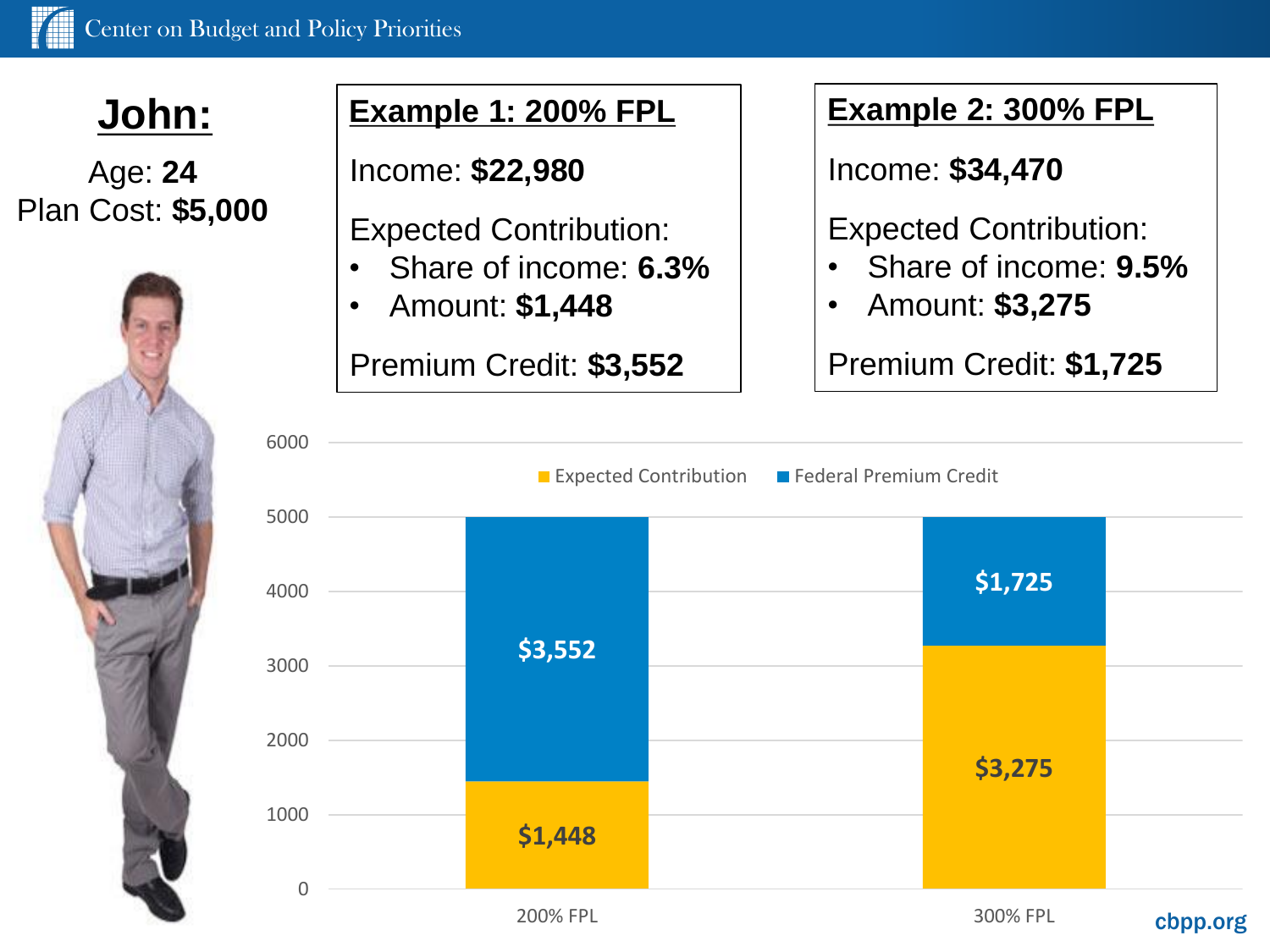# John:

Age: **24**
Plan Cost: **$5,000**

## Example 1: 200% FPL

Income: **$22,980**

Expected Contribution:
- Share of income: **6.3%**
- Amount: **$1,448**

Premium Credit: **$3,552**

## Example 2: 300% FPL

Income: **$34,470**

Expected Contribution:
- Share of income: **9.5%**
- Amount: **$3,275**

Premium Credit: **$1,725**

| | Expected Contribution | Federal Premium Credit |
|---|---|---|
| 200% FPL | $1,448 | $3,552 |
| 300% FPL | $3,275 | $1,725 |

cbpp.org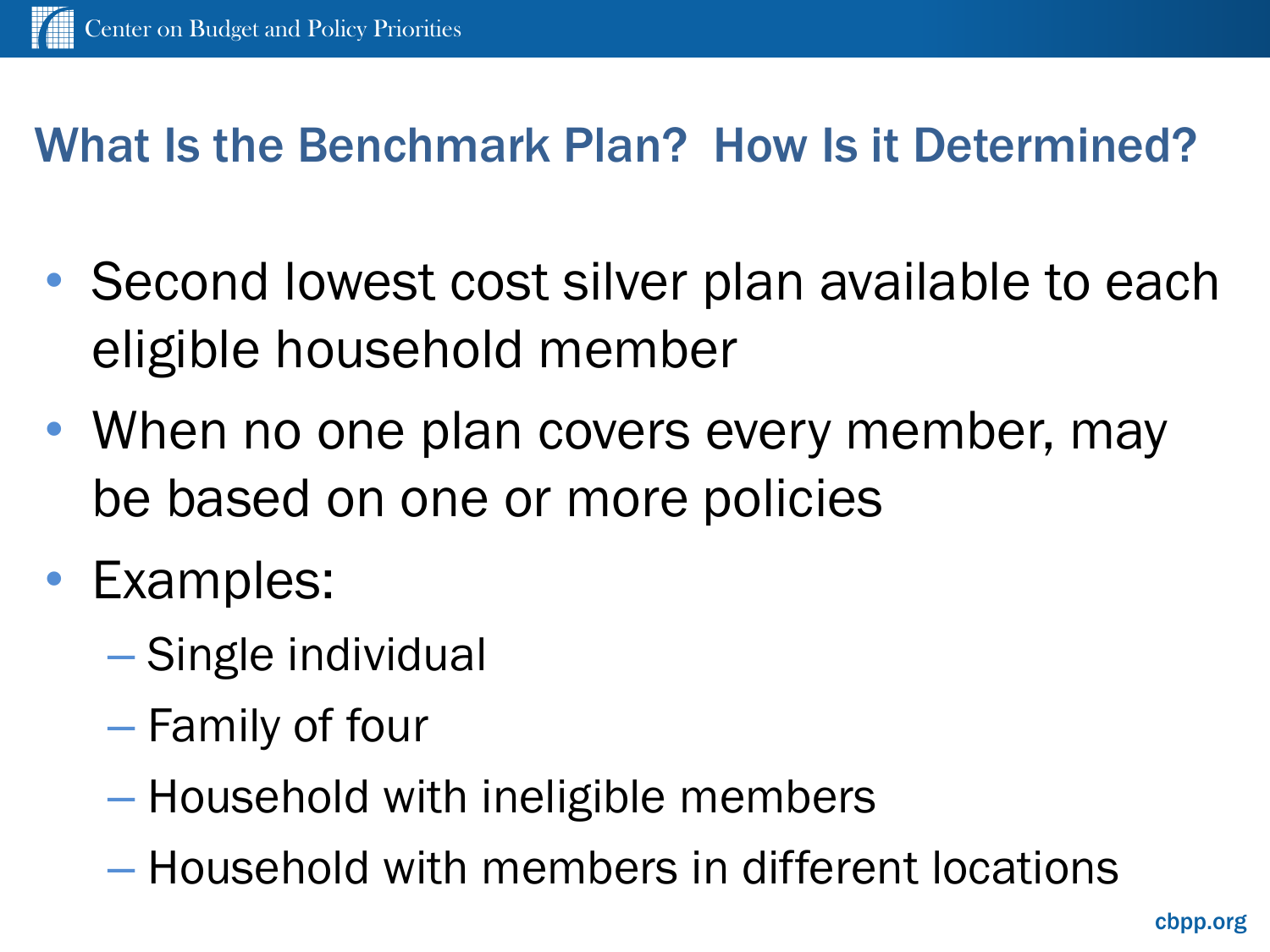# What Is the Benchmark Plan? How Is it Determined?

- Second lowest cost silver plan available to each eligible household member
- When no one plan covers every member, may be based on one or more policies
- Examples:
  - Single individual
  - Family of four
  - Household with ineligible members
  - Household with members in different locations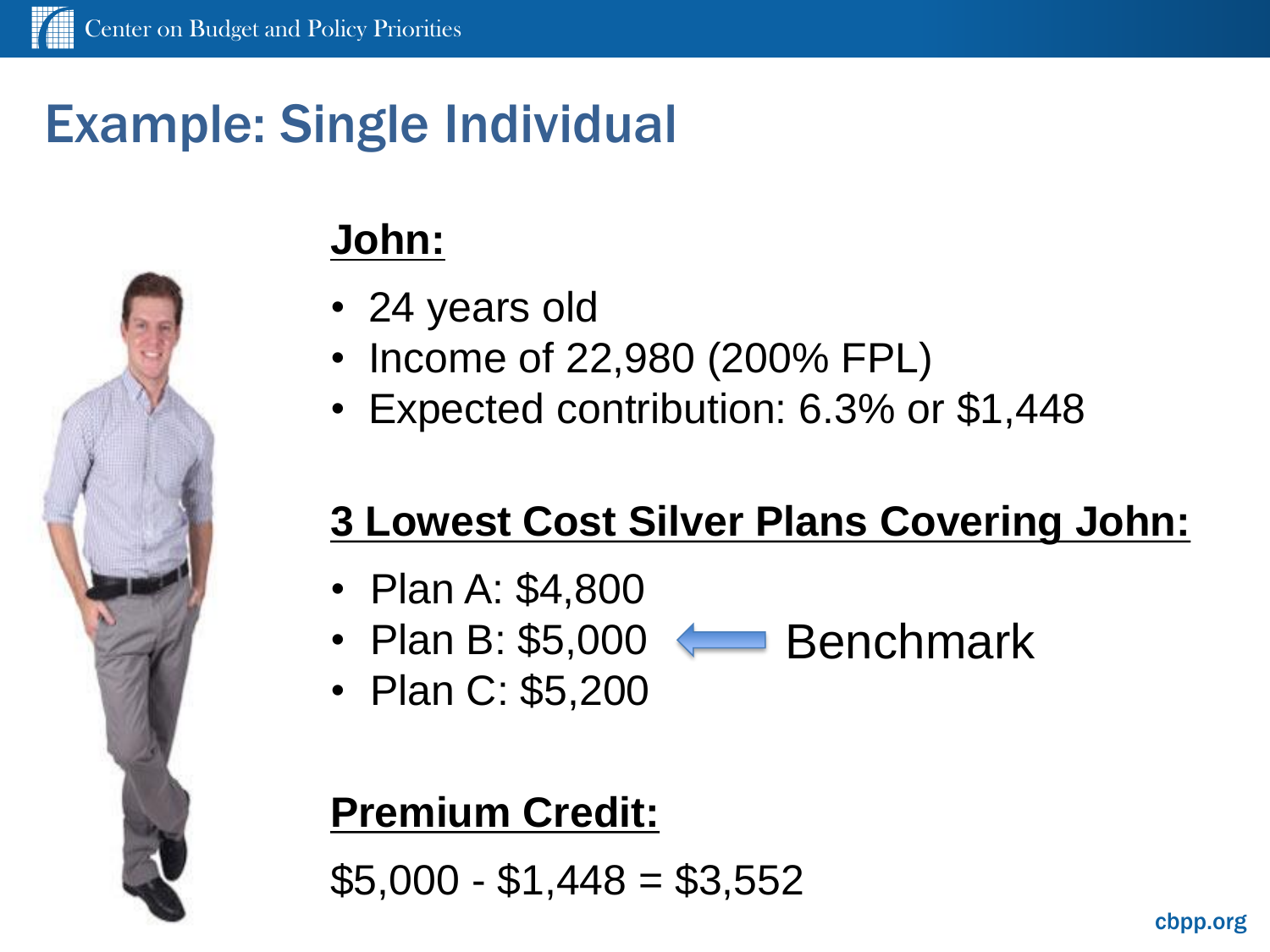# Example: Single Individual

**John:**

- 24 years old
- Income of 22,980 (200% FPL)
- Expected contribution: 6.3% or $1,448

**3 Lowest Cost Silver Plans Covering John:**

- Plan A: $4,800
- Plan B: $5,000 ⟵ Benchmark
- Plan C: $5,200

**Premium Credit:**

$5,000 - $1,448 = $3,552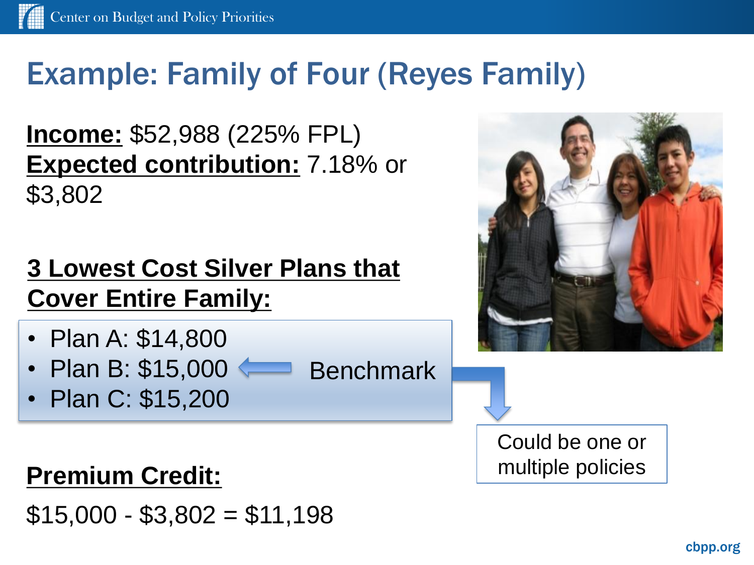# Example: Family of Four (Reyes Family)

**Income:** $52,988 (225% FPL)
**Expected contribution:** 7.18% or $3,802

**3 Lowest Cost Silver Plans that Cover Entire Family:**

- Plan A: $14,800
- Plan B: $15,000 ← Benchmark
- Plan C: $15,200

Could be one or multiple policies

**Premium Credit:**

$15,000 - $3,802 = $11,198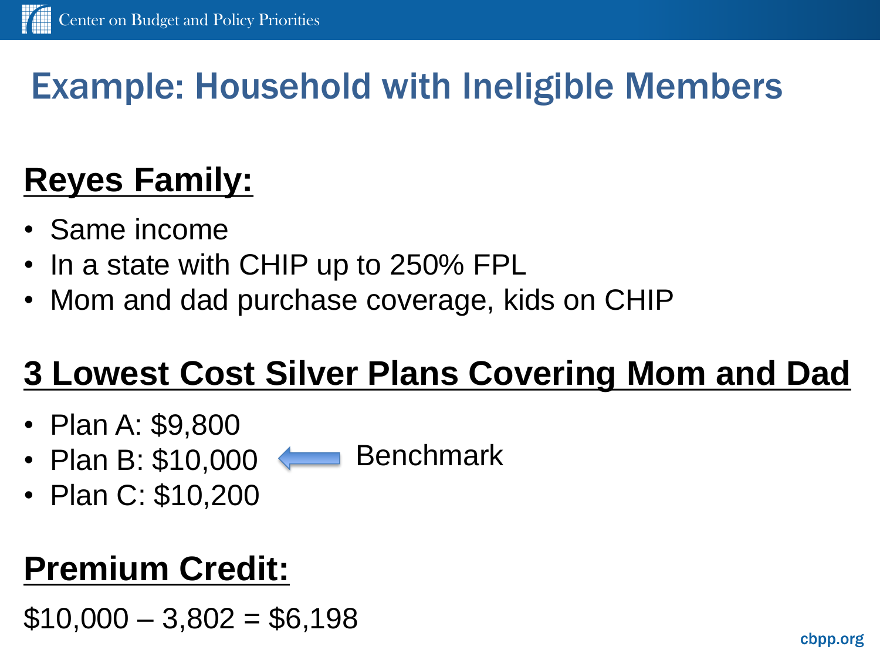# Example: Household with Ineligible Members

## Reyes Family:

- Same income
- In a state with CHIP up to 250% FPL
- Mom and dad purchase coverage, kids on CHIP

## 3 Lowest Cost Silver Plans Covering Mom and Dad

- Plan A: $9,800
- Plan B: $10,000 ← Benchmark
- Plan C: $10,200

## Premium Credit:

$10,000 – 3,802 = $6,198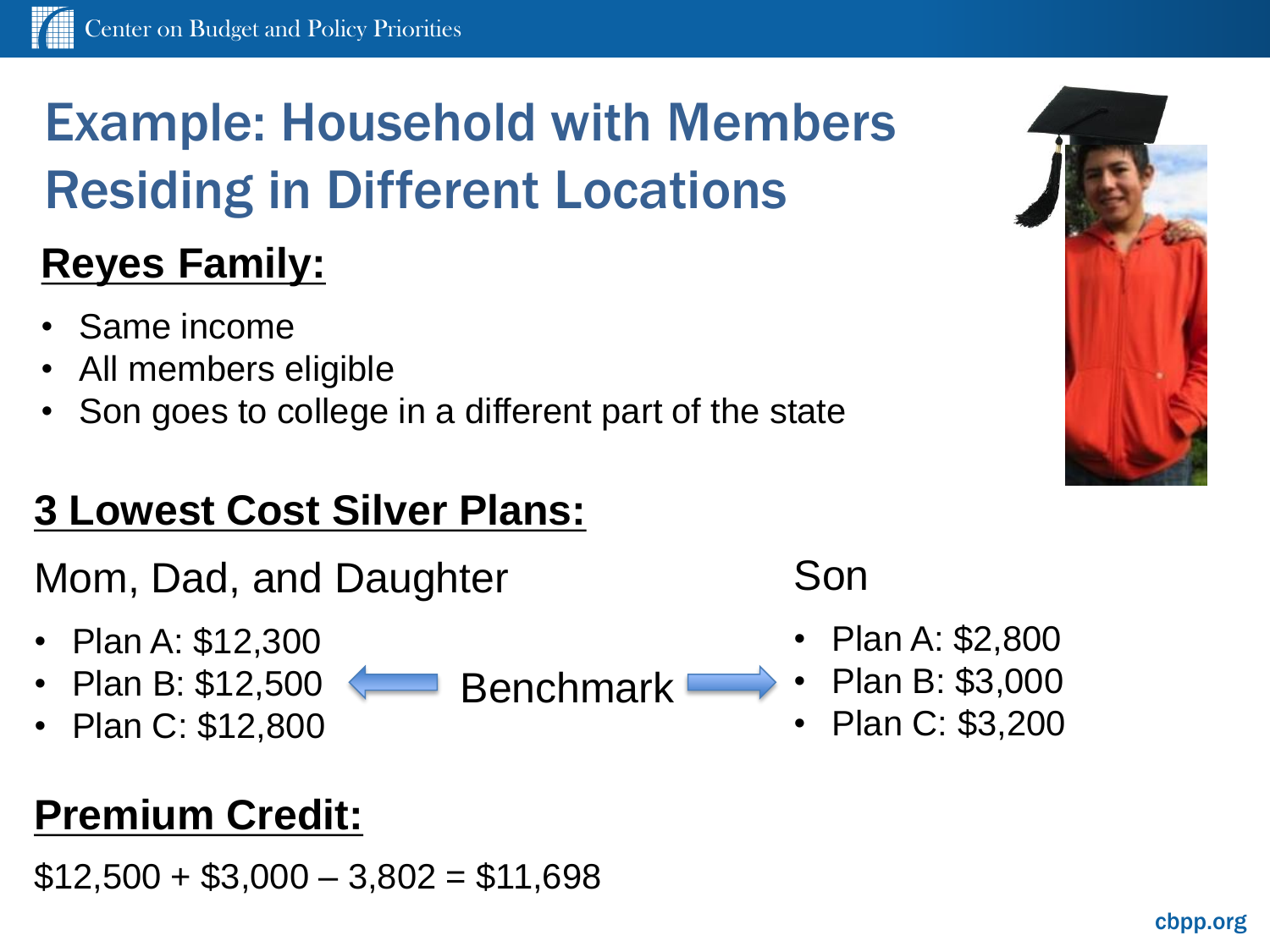# Example: Household with Members Residing in Different Locations

## Reyes Family:

- Same income
- All members eligible
- Son goes to college in a different part of the state

## 3 Lowest Cost Silver Plans:

Mom, Dad, and Daughter

- Plan A: $12,300
- Plan B: $12,500
- Plan C: $12,800

Benchmark

Son

- Plan A: $2,800
- Plan B: $3,000
- Plan C: $3,200

## Premium Credit:

$12,500 + $3,000 – 3,802 = $11,698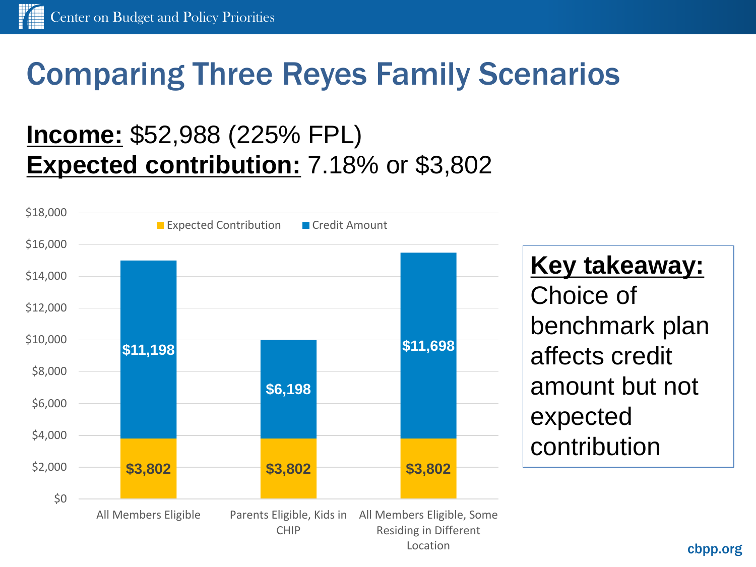# Comparing Three Reyes Family Scenarios

**Income:** $52,988 (225% FPL)
**Expected contribution:** 7.18% or $3,802

| | All Members Eligible | Parents Eligible, Kids in CHIP | All Members Eligible, Some Residing in Different Location |
|---|---|---|---|
| Expected Contribution | $3,802 | $3,802 | $3,802 |
| Credit Amount | $11,198 | $6,198 | $11,698 |

**Key takeaway:** Choice of benchmark plan affects credit amount but not expected contribution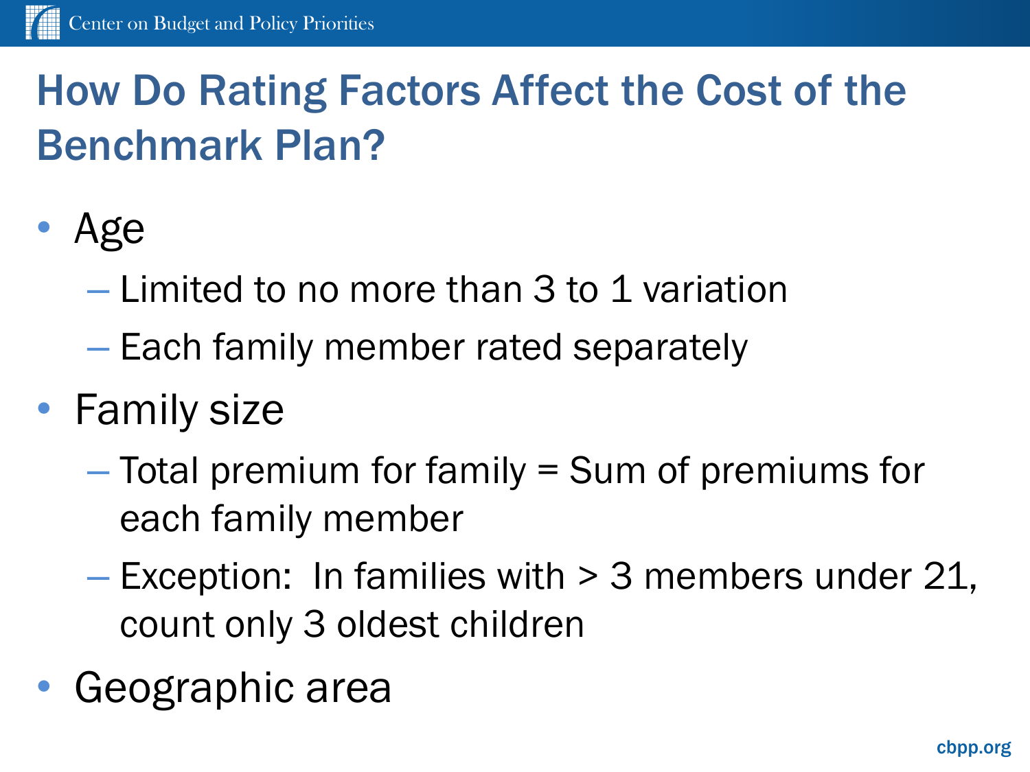# How Do Rating Factors Affect the Cost of the Benchmark Plan?

- Age
  - Limited to no more than 3 to 1 variation
  - Each family member rated separately
- Family size
  - Total premium for family = Sum of premiums for each family member
  - Exception: In families with > 3 members under 21, count only 3 oldest children
- Geographic area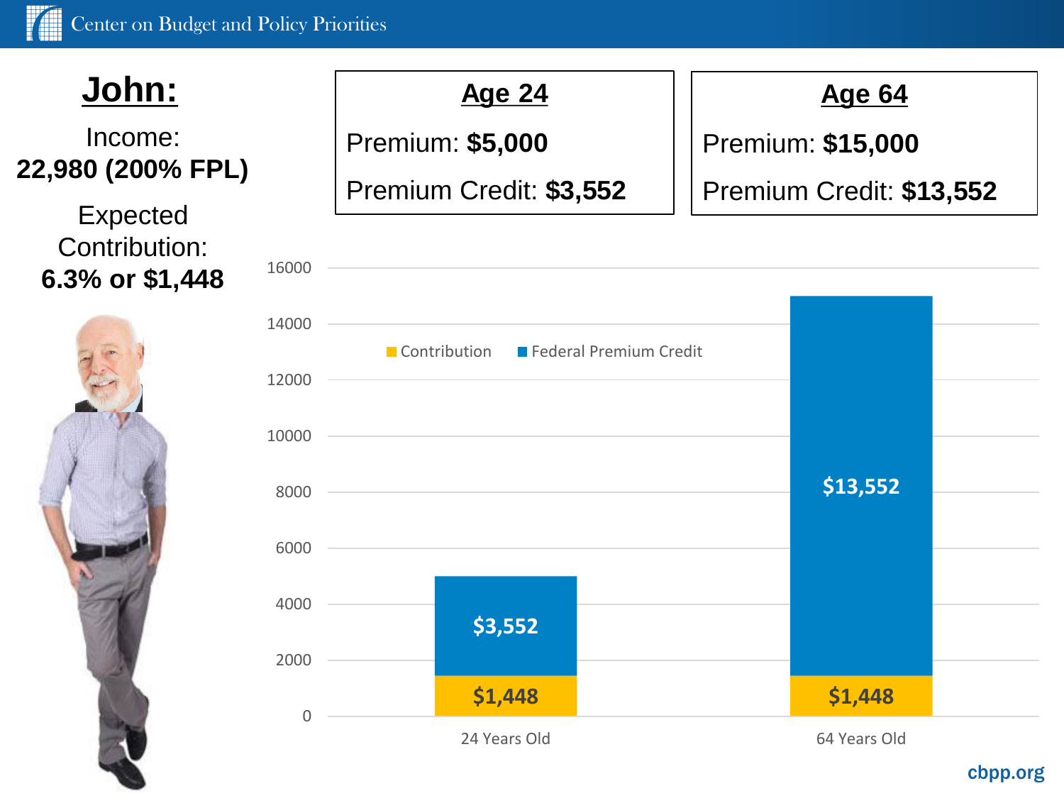# John:

Income:
**22,980 (200% FPL)**

Expected Contribution:
**6.3% or $1,448**

| **Age 24** | |
|---|---|
| Premium: | **$5,000** |
| Premium Credit: | **$3,552** |

| **Age 64** | |
|---|---|
| Premium: | **$15,000** |
| Premium Credit: | **$13,552** |

| | 24 Years Old | 64 Years Old |
|---|---|---|
| Contribution | $1,448 | $1,448 |
| Federal Premium Credit | $3,552 | $13,552 |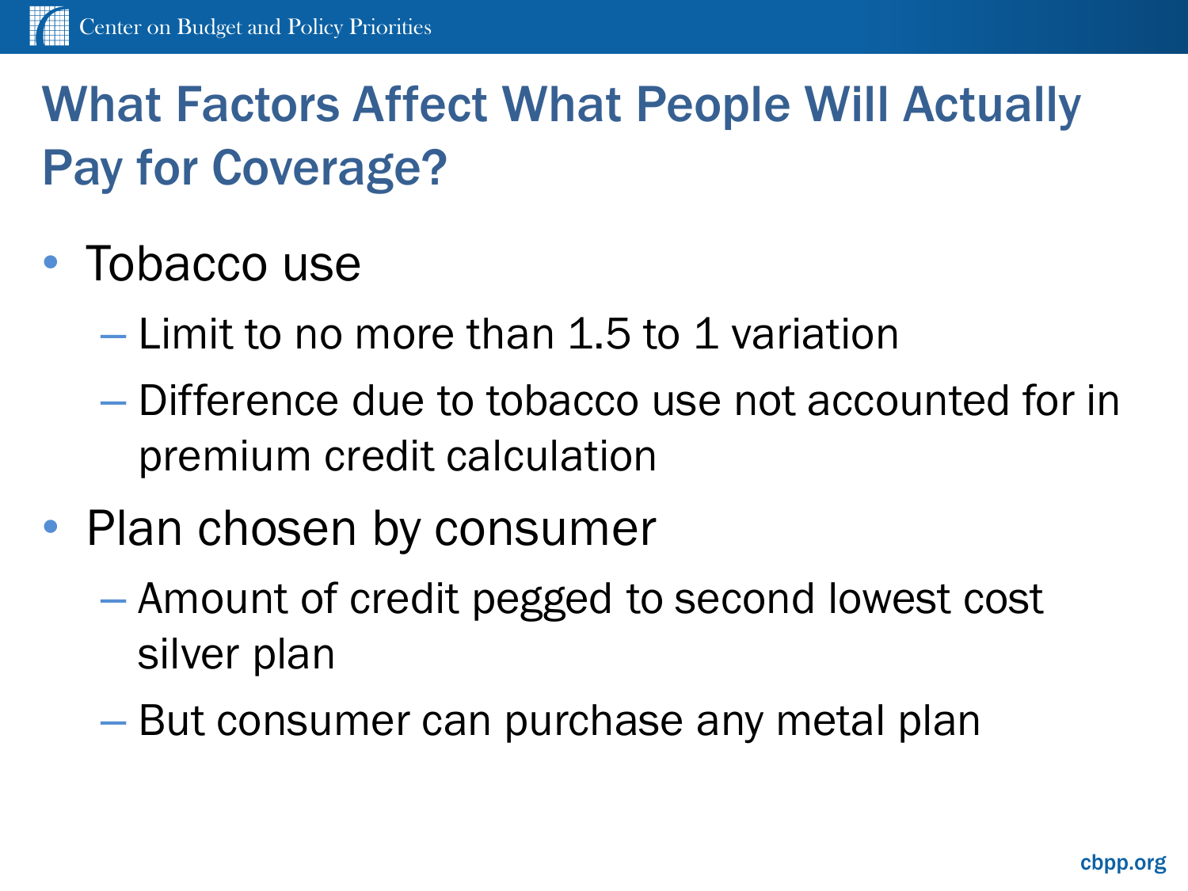# What Factors Affect What People Will Actually Pay for Coverage?

- Tobacco use
  - Limit to no more than 1.5 to 1 variation
  - Difference due to tobacco use not accounted for in premium credit calculation
- Plan chosen by consumer
  - Amount of credit pegged to second lowest cost silver plan
  - But consumer can purchase any metal plan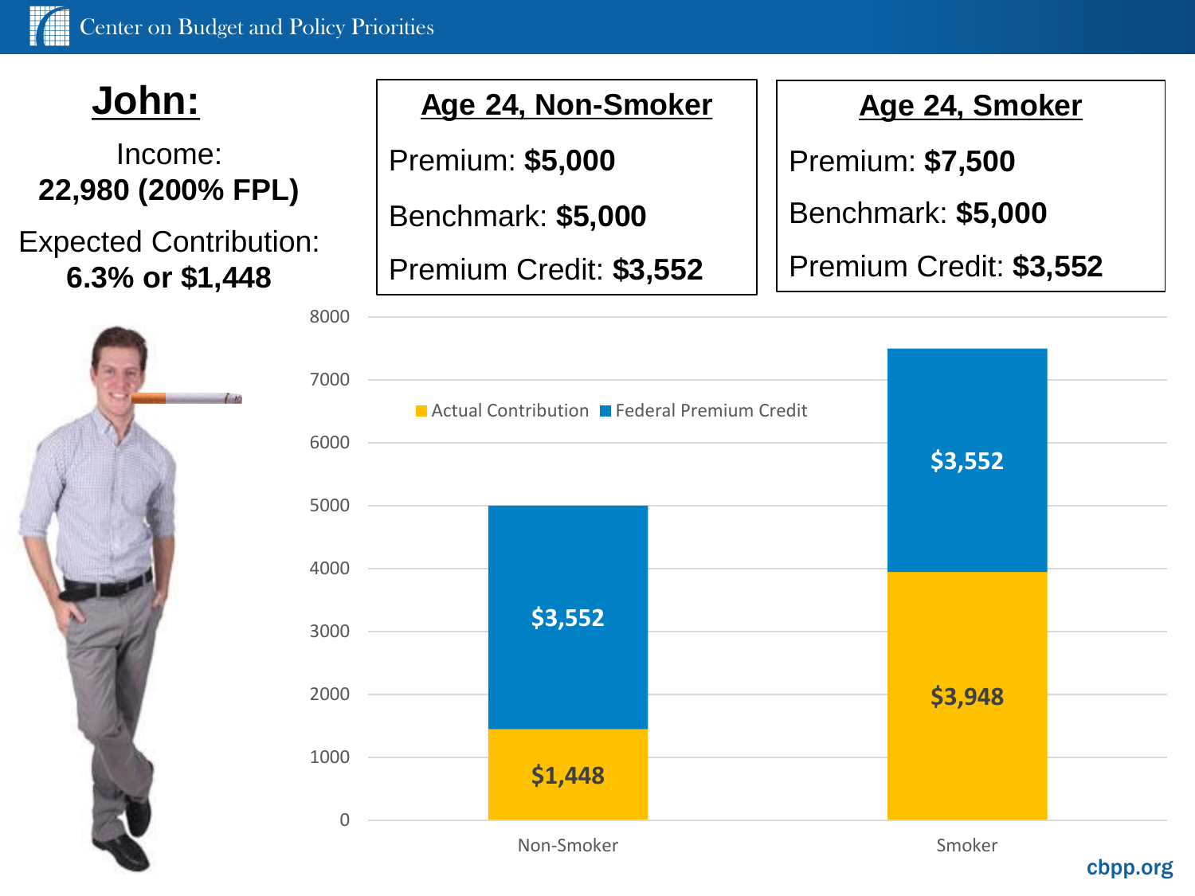# John:

Income:
**22,980 (200% FPL)**

Expected Contribution:
**6.3% or $1,448**

| Age 24, Non-Smoker | Age 24, Smoker |
|---|---|
| Premium: **$5,000** | Premium: **$7,500** |
| Benchmark: **$5,000** | Benchmark: **$5,000** |
| Premium Credit: **$3,552** | Premium Credit: **$3,552** |

| | Actual Contribution | Federal Premium Credit |
|---|---|---|
| Non-Smoker | $1,448 | $3,552 |
| Smoker | $3,948 | $3,552 |

cbpp.org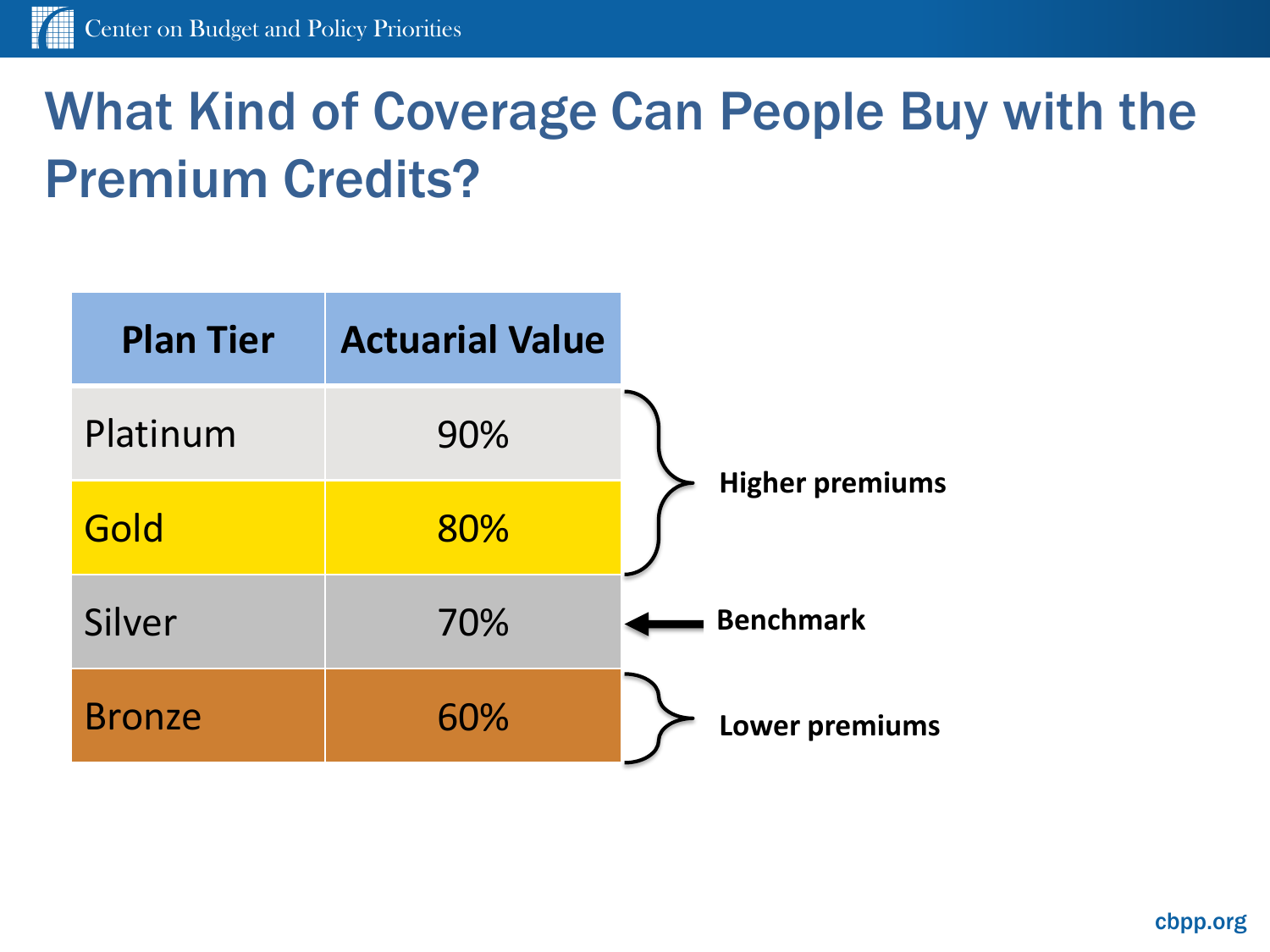# What Kind of Coverage Can People Buy with the Premium Credits?

| Plan Tier | Actuarial Value | |
|---|---|---|
| Platinum | 90% | Higher premiums |
| Gold | 80% | Higher premiums |
| Silver | 70% | ← Benchmark |
| Bronze | 60% | Lower premiums |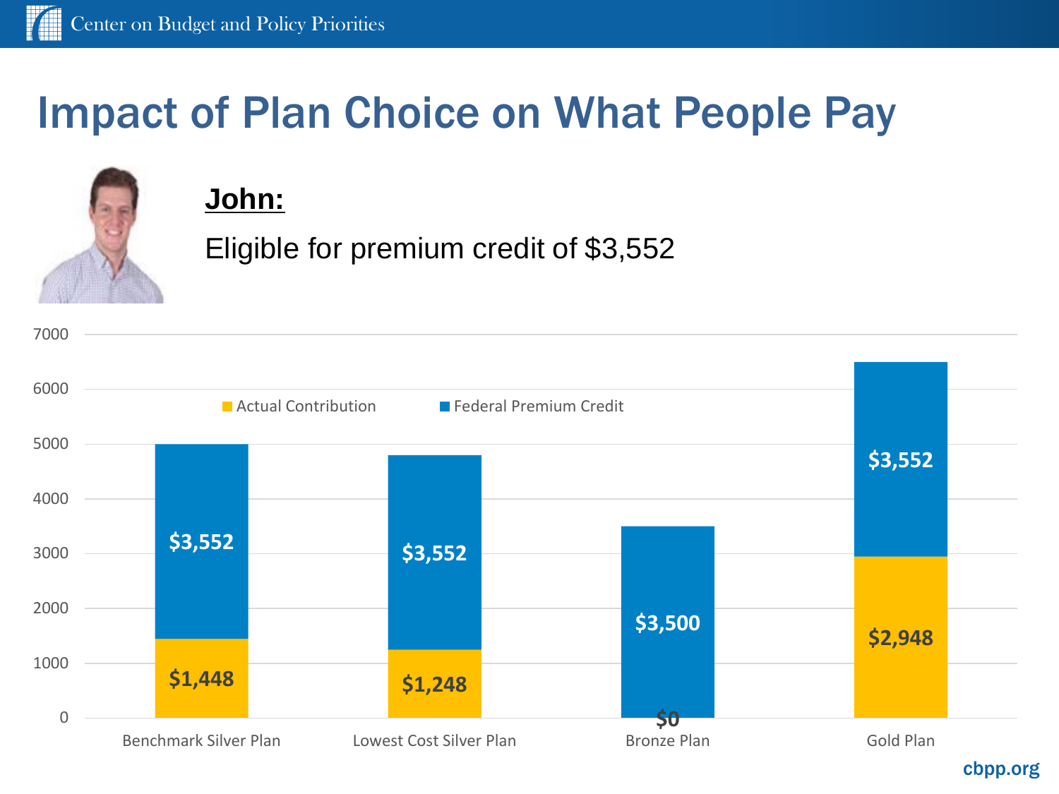# Impact of Plan Choice on What People Pay

**John:**

Eligible for premium credit of $3,552

| | Actual Contribution | Federal Premium Credit |
|---|---|---|
| Benchmark Silver Plan | $1,448 | $3,552 |
| Lowest Cost Silver Plan | $1,248 | $3,552 |
| Bronze Plan | $0 | $3,500 |
| Gold Plan | $2,948 | $3,552 |

cbpp.org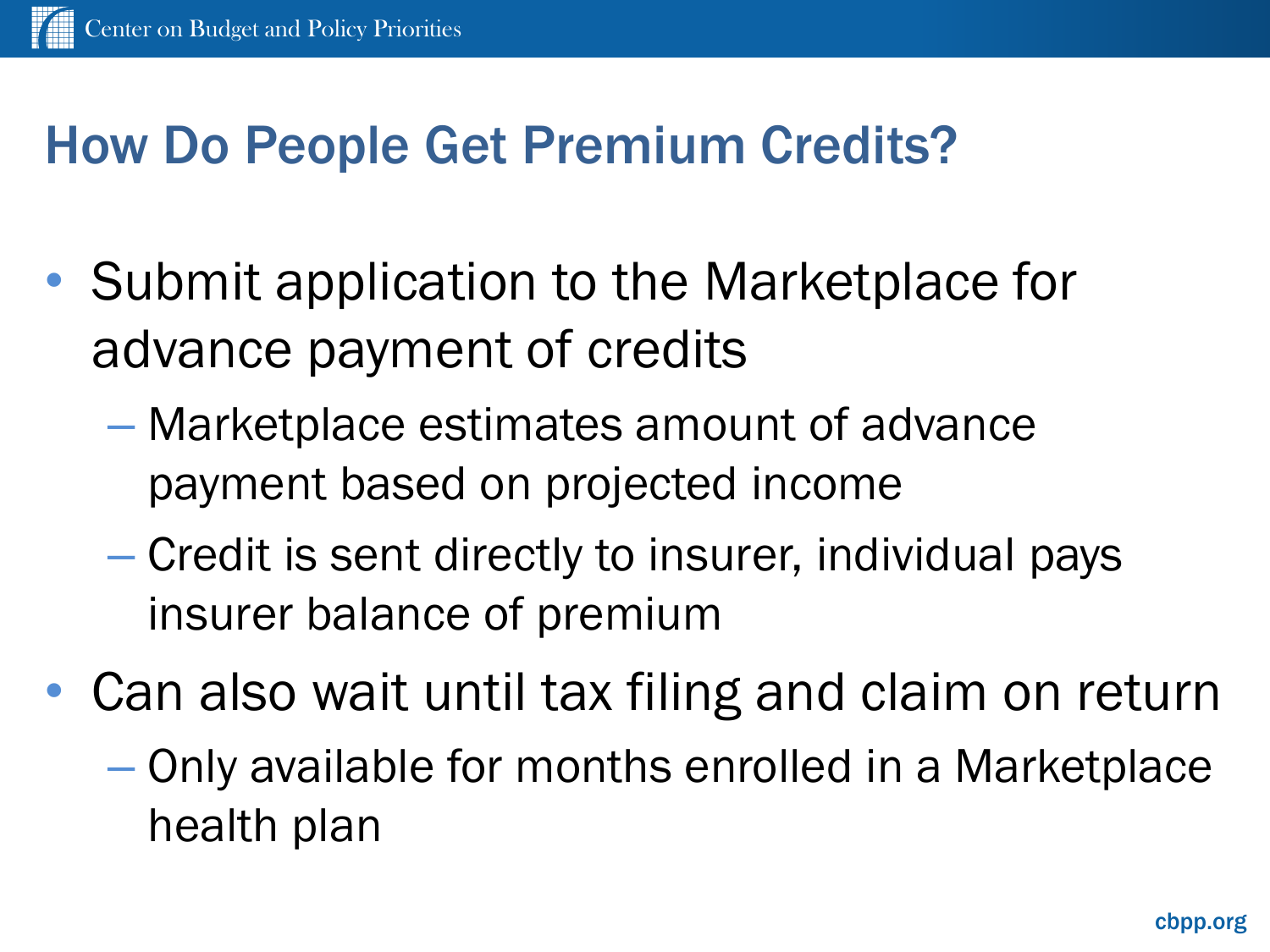# How Do People Get Premium Credits?

- Submit application to the Marketplace for advance payment of credits
  - Marketplace estimates amount of advance payment based on projected income
  - Credit is sent directly to insurer, individual pays insurer balance of premium
- Can also wait until tax filing and claim on return
  - Only available for months enrolled in a Marketplace health plan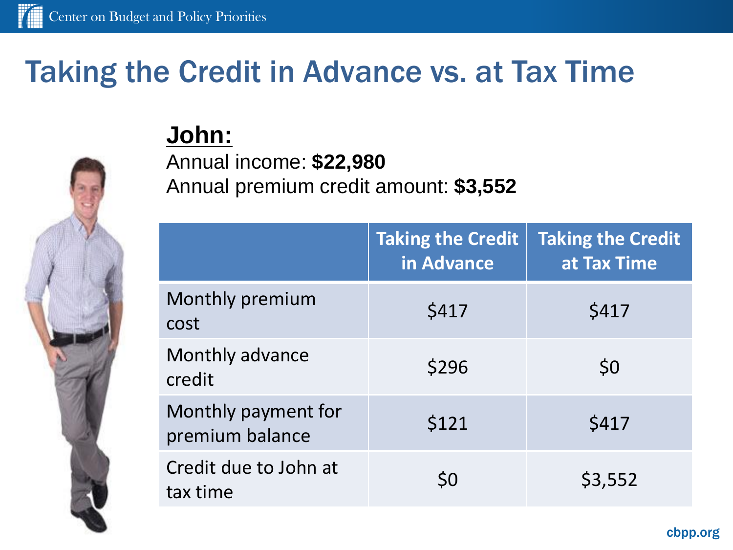# Taking the Credit in Advance vs. at Tax Time

**John:**

Annual income: **$22,980**
Annual premium credit amount: **$3,552**

| | Taking the Credit in Advance | Taking the Credit at Tax Time |
|---|---|---|
| Monthly premium cost | $417 | $417 |
| Monthly advance credit | $296 | $0 |
| Monthly payment for premium balance | $121 | $417 |
| Credit due to John at tax time | $0 | $3,552 |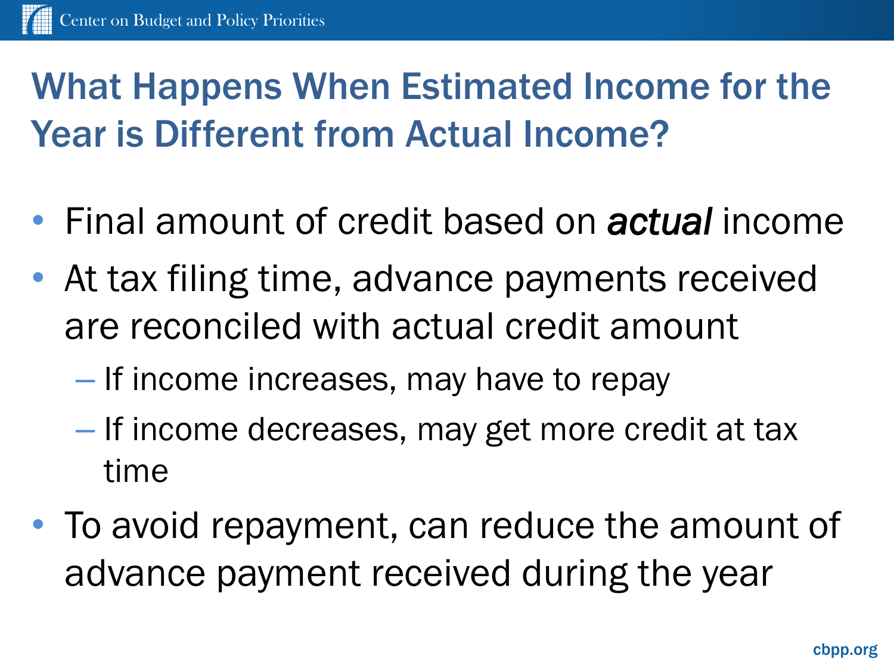# What Happens When Estimated Income for the Year is Different from Actual Income?

- Final amount of credit based on ***actual*** income
- At tax filing time, advance payments received are reconciled with actual credit amount
  - If income increases, may have to repay
  - If income decreases, may get more credit at tax time
- To avoid repayment, can reduce the amount of advance payment received during the year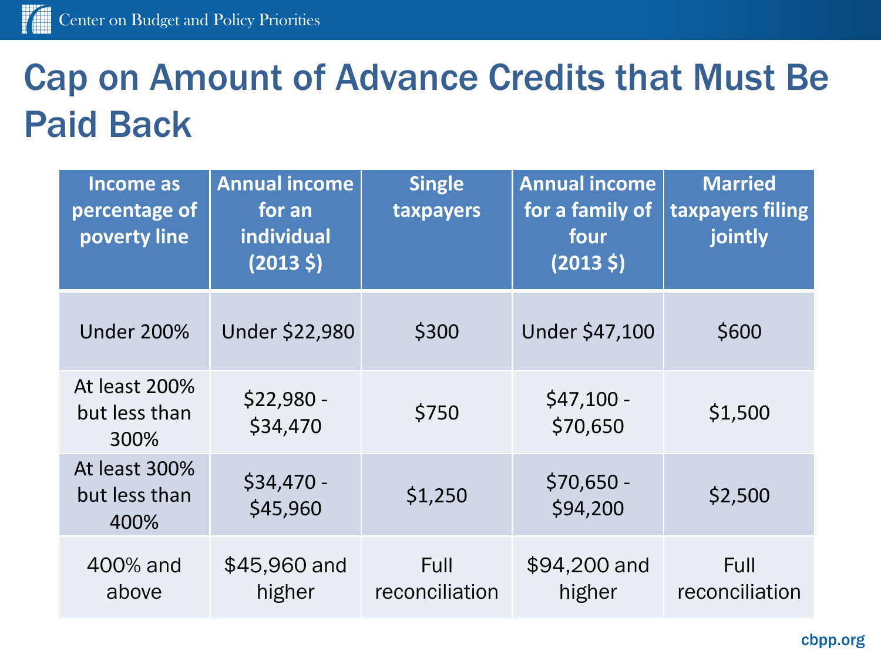# Cap on Amount of Advance Credits that Must Be Paid Back

| Income as percentage of poverty line | Annual income for an individual (2013 $) | Single taxpayers | Annual income for a family of four (2013 $) | Married taxpayers filing jointly |
|---|---|---|---|---|
| Under 200% | Under $22,980 | $300 | Under $47,100 | $600 |
| At least 200% but less than 300% | $22,980 - $34,470 | $750 | $47,100 - $70,650 | $1,500 |
| At least 300% but less than 400% | $34,470 - $45,960 | $1,250 | $70,650 - $94,200 | $2,500 |
| 400% and above | $45,960 and higher | Full reconciliation | $94,200 and higher | Full reconciliation |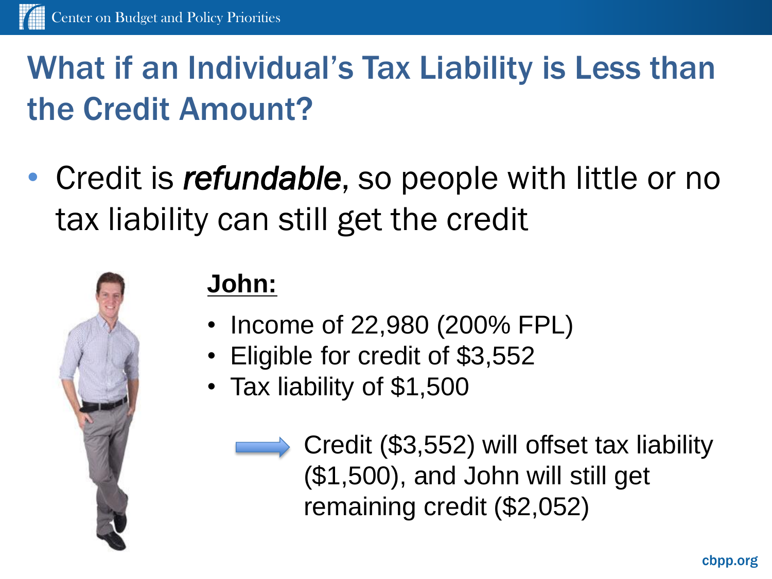# What if an Individual's Tax Liability is Less than the Credit Amount?

- Credit is ***refundable***, so people with little or no tax liability can still get the credit

**John:**

- Income of 22,980 (200% FPL)
- Eligible for credit of $3,552
- Tax liability of $1,500

→ Credit ($3,552) will offset tax liability ($1,500), and John will still get remaining credit ($2,052)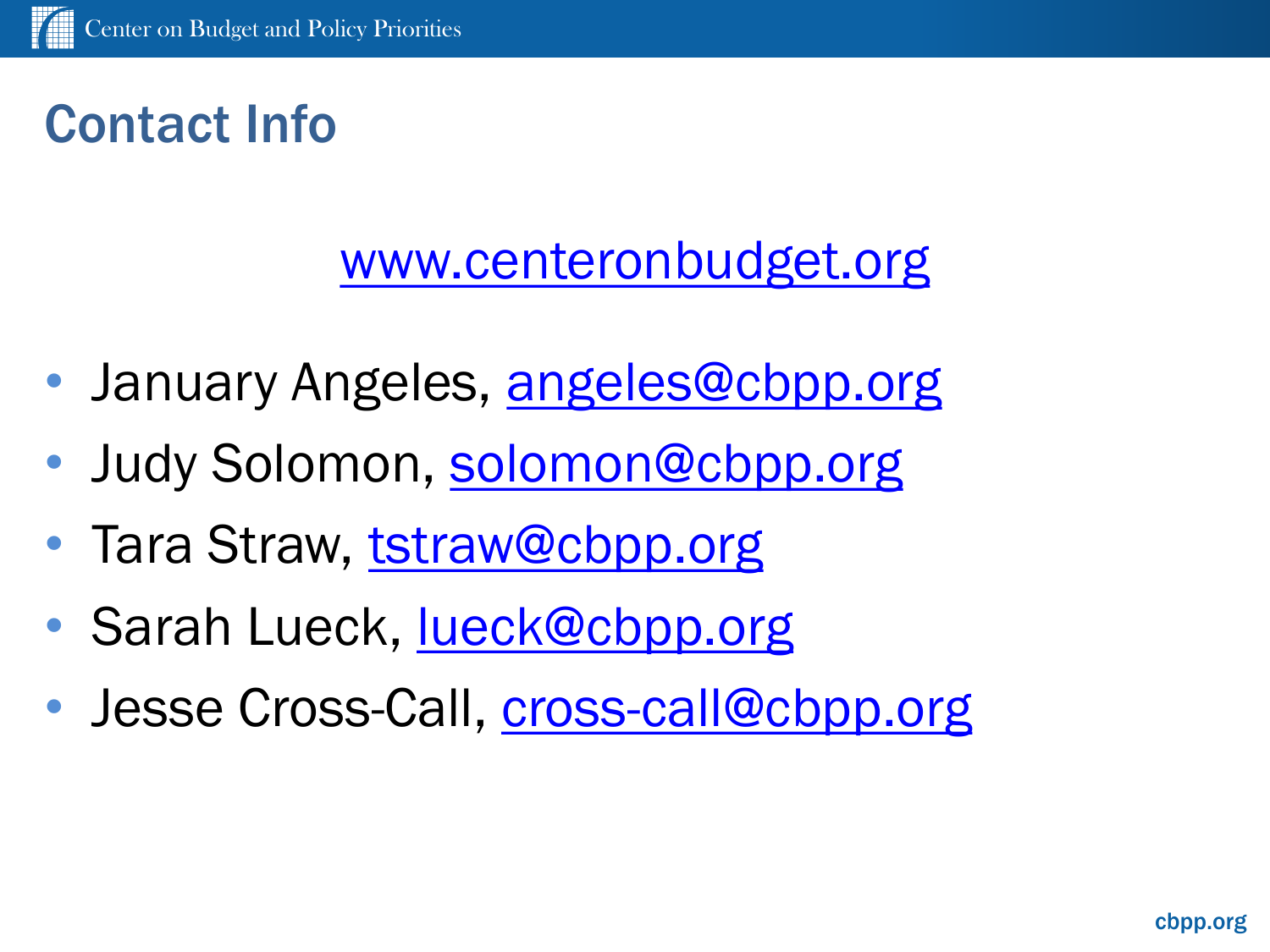## Contact Info

www.centeronbudget.org

- January Angeles, angeles@cbpp.org
- Judy Solomon, solomon@cbpp.org
- Tara Straw, tstraw@cbpp.org
- Sarah Lueck, lueck@cbpp.org
- Jesse Cross-Call, cross-call@cbpp.org